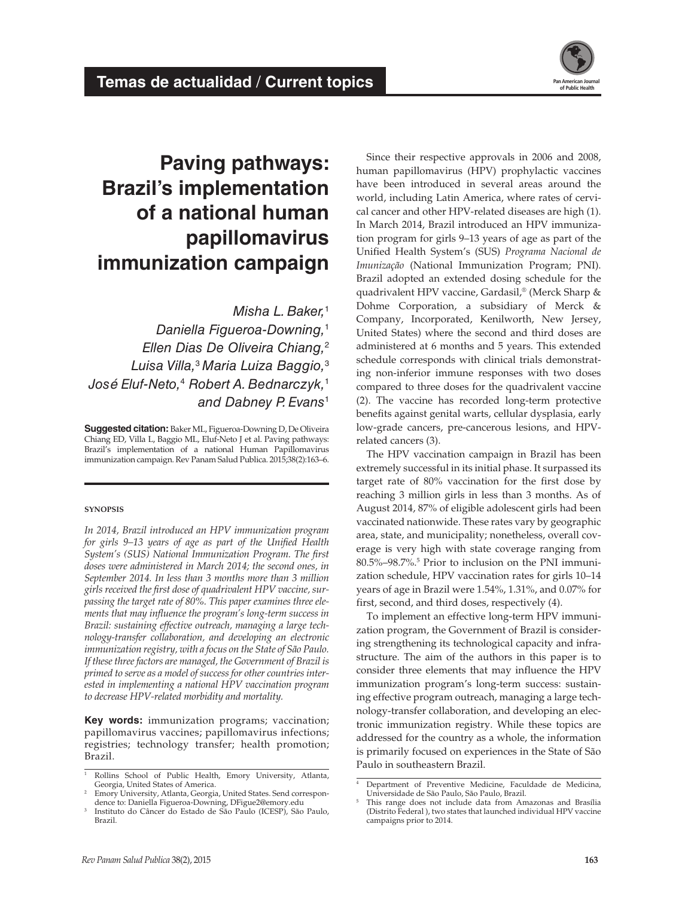Temas de actualidad / Current topics

# Paving pathways: Brazil's implementation of a national human papillomavirus immunization campaign

*Misha L. Baker,*[1] *Daniella Figueroa-Downing,*[1] *Ellen Dias De Oliveira Chiang,*[2] *Luisa Villa,*[3] *Maria Luiza Baggio,*[3] *José Eluf-Neto,*[4] *Robert A. Bednarczyk,*[1] *and Dabney P. Evans*[1]

**Suggested citation:** Baker ML, Figueroa-Downing D, De Oliveira Chiang ED, Villa L, Baggio ML, Eluf-Neto J et al. Paving pathways: Brazil's implementation of a national Human Papillomavirus immunization campaign. Rev Panam Salud Publica. 2015;38(2):163–6.

## SYNOPSIS

*In 2014, Brazil introduced an HPV immunization program for girls 9–13 years of age as part of the Unified Health System's (SUS) National Immunization Program. The first doses were administered in March 2014; the second ones, in September 2014. In less than 3 months more than 3 million girls received the first dose of quadrivalent HPV vaccine, surpassing the target rate of 80%. This paper examines three elements that may influence the program's long-term success in Brazil: sustaining effective outreach, managing a large technology-transfer collaboration, and developing an electronic immunization registry, with a focus on the State of São Paulo. If these three factors are managed, the Government of Brazil is primed to serve as a model of success for other countries interested in implementing a national HPV vaccination program to decrease HPV-related morbidity and mortality.*

**Key words:** immunization programs; vaccination; papillomavirus vaccines; papillomavirus infections; registries; technology transfer; health promotion; Brazil.

[1] Rollins School of Public Health, Emory University, Atlanta, Georgia, United States of America.

[2] Emory University, Atlanta, Georgia, United States. Send correspondence to: Daniella Figueroa-Downing, DFigue2@emory.edu

[3] Instituto do Câncer do Estado de São Paulo (ICESP), São Paulo, Brazil.

Since their respective approvals in 2006 and 2008, human papillomavirus (HPV) prophylactic vaccines have been introduced in several areas around the world, including Latin America, where rates of cervical cancer and other HPV-related diseases are high (1). In March 2014, Brazil introduced an HPV immunization program for girls 9–13 years of age as part of the Unified Health System's (SUS) *Programa Nacional de Imunização* (National Immunization Program; PNI). Brazil adopted an extended dosing schedule for the quadrivalent HPV vaccine, Gardasil,® (Merck Sharp & Dohme Corporation, a subsidiary of Merck & Company, Incorporated, Kenilworth, New Jersey, United States) where the second and third doses are administered at 6 months and 5 years. This extended schedule corresponds with clinical trials demonstrating non-inferior immune responses with two doses compared to three doses for the quadrivalent vaccine (2). The vaccine has recorded long-term protective benefits against genital warts, cellular dysplasia, early low-grade cancers, pre-cancerous lesions, and HPV-related cancers (3).

The HPV vaccination campaign in Brazil has been extremely successful in its initial phase. It surpassed its target rate of 80% vaccination for the first dose by reaching 3 million girls in less than 3 months. As of August 2014, 87% of eligible adolescent girls had been vaccinated nationwide. These rates vary by geographic area, state, and municipality; nonetheless, overall coverage is very high with state coverage ranging from 80.5%–98.7%.[5] Prior to inclusion on the PNI immunization schedule, HPV vaccination rates for girls 10–14 years of age in Brazil were 1.54%, 1.31%, and 0.07% for first, second, and third doses, respectively (4).

To implement an effective long-term HPV immunization program, the Government of Brazil is considering strengthening its technological capacity and infrastructure. The aim of the authors in this paper is to consider three elements that may influence the HPV immunization program's long-term success: sustaining effective program outreach, managing a large technology-transfer collaboration, and developing an electronic immunization registry. While these topics are addressed for the country as a whole, the information is primarily focused on experiences in the State of São Paulo in southeastern Brazil.

[4] Department of Preventive Medicine, Faculdade de Medicina, Universidade de São Paulo, São Paulo, Brazil.

[5] This range does not include data from Amazonas and Brasília (Distrito Federal ), two states that launched individual HPV vaccine campaigns prior to 2014.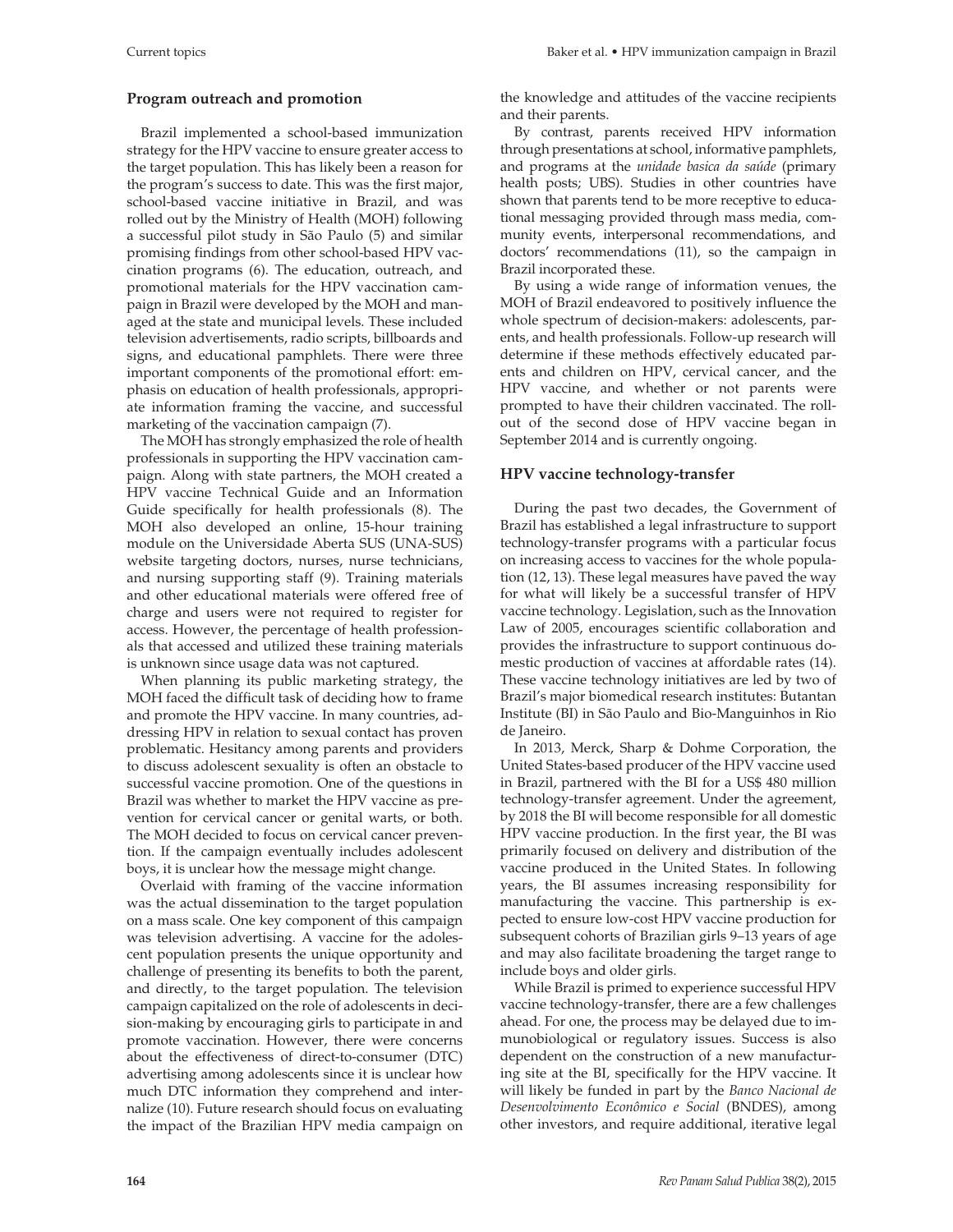## Program outreach and promotion

Brazil implemented a school-based immunization strategy for the HPV vaccine to ensure greater access to the target population. This has likely been a reason for the program's success to date. This was the first major, school-based vaccine initiative in Brazil, and was rolled out by the Ministry of Health (MOH) following a successful pilot study in São Paulo (5) and similar promising findings from other school-based HPV vaccination programs (6). The education, outreach, and promotional materials for the HPV vaccination campaign in Brazil were developed by the MOH and managed at the state and municipal levels. These included television advertisements, radio scripts, billboards and signs, and educational pamphlets. There were three important components of the promotional effort: emphasis on education of health professionals, appropriate information framing the vaccine, and successful marketing of the vaccination campaign (7).

The MOH has strongly emphasized the role of health professionals in supporting the HPV vaccination campaign. Along with state partners, the MOH created a HPV vaccine Technical Guide and an Information Guide specifically for health professionals (8). The MOH also developed an online, 15-hour training module on the Universidade Aberta SUS (UNA-SUS) website targeting doctors, nurses, nurse technicians, and nursing supporting staff (9). Training materials and other educational materials were offered free of charge and users were not required to register for access. However, the percentage of health professionals that accessed and utilized these training materials is unknown since usage data was not captured.

When planning its public marketing strategy, the MOH faced the difficult task of deciding how to frame and promote the HPV vaccine. In many countries, addressing HPV in relation to sexual contact has proven problematic. Hesitancy among parents and providers to discuss adolescent sexuality is often an obstacle to successful vaccine promotion. One of the questions in Brazil was whether to market the HPV vaccine as prevention for cervical cancer or genital warts, or both. The MOH decided to focus on cervical cancer prevention. If the campaign eventually includes adolescent boys, it is unclear how the message might change.

Overlaid with framing of the vaccine information was the actual dissemination to the target population on a mass scale. One key component of this campaign was television advertising. A vaccine for the adolescent population presents the unique opportunity and challenge of presenting its benefits to both the parent, and directly, to the target population. The television campaign capitalized on the role of adolescents in decision-making by encouraging girls to participate in and promote vaccination. However, there were concerns about the effectiveness of direct-to-consumer (DTC) advertising among adolescents since it is unclear how much DTC information they comprehend and internalize (10). Future research should focus on evaluating the impact of the Brazilian HPV media campaign on the knowledge and attitudes of the vaccine recipients and their parents.

By contrast, parents received HPV information through presentations at school, informative pamphlets, and programs at the *unidade basica da saúde* (primary health posts; UBS). Studies in other countries have shown that parents tend to be more receptive to educational messaging provided through mass media, community events, interpersonal recommendations, and doctors' recommendations (11), so the campaign in Brazil incorporated these.

By using a wide range of information venues, the MOH of Brazil endeavored to positively influence the whole spectrum of decision-makers: adolescents, parents, and health professionals. Follow-up research will determine if these methods effectively educated parents and children on HPV, cervical cancer, and the HPV vaccine, and whether or not parents were prompted to have their children vaccinated. The rollout of the second dose of HPV vaccine began in September 2014 and is currently ongoing.

## HPV vaccine technology-transfer

During the past two decades, the Government of Brazil has established a legal infrastructure to support technology-transfer programs with a particular focus on increasing access to vaccines for the whole population (12, 13). These legal measures have paved the way for what will likely be a successful transfer of HPV vaccine technology. Legislation, such as the Innovation Law of 2005, encourages scientific collaboration and provides the infrastructure to support continuous domestic production of vaccines at affordable rates (14). These vaccine technology initiatives are led by two of Brazil's major biomedical research institutes: Butantan Institute (BI) in São Paulo and Bio-Manguinhos in Rio de Janeiro.

In 2013, Merck, Sharp & Dohme Corporation, the United States-based producer of the HPV vaccine used in Brazil, partnered with the BI for a US$ 480 million technology-transfer agreement. Under the agreement, by 2018 the BI will become responsible for all domestic HPV vaccine production. In the first year, the BI was primarily focused on delivery and distribution of the vaccine produced in the United States. In following years, the BI assumes increasing responsibility for manufacturing the vaccine. This partnership is expected to ensure low-cost HPV vaccine production for subsequent cohorts of Brazilian girls 9–13 years of age and may also facilitate broadening the target range to include boys and older girls.

While Brazil is primed to experience successful HPV vaccine technology-transfer, there are a few challenges ahead. For one, the process may be delayed due to immunobiological or regulatory issues. Success is also dependent on the construction of a new manufacturing site at the BI, specifically for the HPV vaccine. It will likely be funded in part by the *Banco Nacional de Desenvolvimento Econômico e Social* (BNDES), among other investors, and require additional, iterative legal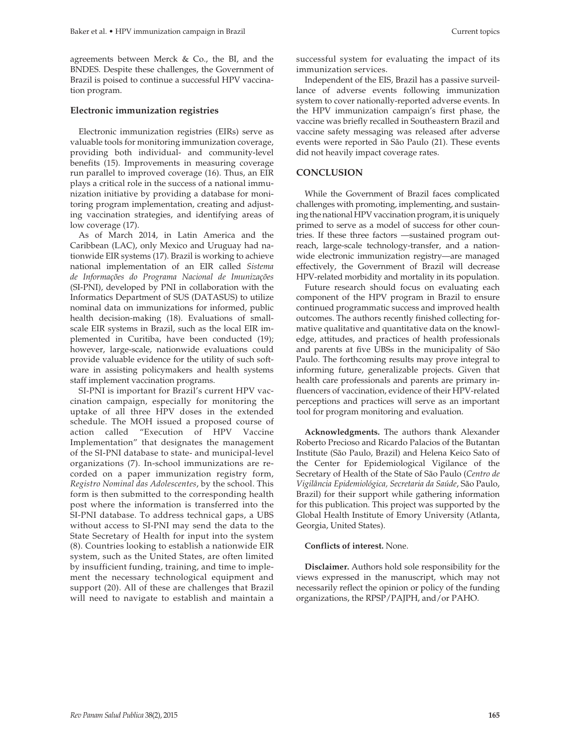agreements between Merck & Co., the BI, and the BNDES. Despite these challenges, the Government of Brazil is poised to continue a successful HPV vaccination program.

### Electronic immunization registries

Electronic immunization registries (EIRs) serve as valuable tools for monitoring immunization coverage, providing both individual- and community-level benefits (15). Improvements in measuring coverage run parallel to improved coverage (16). Thus, an EIR plays a critical role in the success of a national immunization initiative by providing a database for monitoring program implementation, creating and adjusting vaccination strategies, and identifying areas of low coverage (17).

As of March 2014, in Latin America and the Caribbean (LAC), only Mexico and Uruguay had nationwide EIR systems (17). Brazil is working to achieve national implementation of an EIR called *Sistema de Informações do Programa Nacional de Imunizações* (SI-PNI), developed by PNI in collaboration with the Informatics Department of SUS (DATASUS) to utilize nominal data on immunizations for informed, public health decision-making (18). Evaluations of small-scale EIR systems in Brazil, such as the local EIR implemented in Curitiba, have been conducted (19); however, large-scale, nationwide evaluations could provide valuable evidence for the utility of such software in assisting policymakers and health systems staff implement vaccination programs.

SI-PNI is important for Brazil's current HPV vaccination campaign, especially for monitoring the uptake of all three HPV doses in the extended schedule. The MOH issued a proposed course of action called "Execution of HPV Vaccine Implementation" that designates the management of the SI-PNI database to state- and municipal-level organizations (7). In-school immunizations are recorded on a paper immunization registry form, *Registro Nominal das Adolescentes*, by the school. This form is then submitted to the corresponding health post where the information is transferred into the SI-PNI database. To address technical gaps, a UBS without access to SI-PNI may send the data to the State Secretary of Health for input into the system (8). Countries looking to establish a nationwide EIR system, such as the United States, are often limited by insufficient funding, training, and time to implement the necessary technological equipment and support (20). All of these are challenges that Brazil will need to navigate to establish and maintain a successful system for evaluating the impact of its immunization services.

Independent of the EIS, Brazil has a passive surveillance of adverse events following immunization system to cover nationally-reported adverse events. In the HPV immunization campaign's first phase, the vaccine was briefly recalled in Southeastern Brazil and vaccine safety messaging was released after adverse events were reported in São Paulo (21). These events did not heavily impact coverage rates.

## CONCLUSION

While the Government of Brazil faces complicated challenges with promoting, implementing, and sustaining the national HPV vaccination program, it is uniquely primed to serve as a model of success for other countries. If these three factors —sustained program outreach, large-scale technology-transfer, and a nationwide electronic immunization registry—are managed effectively, the Government of Brazil will decrease HPV-related morbidity and mortality in its population.

Future research should focus on evaluating each component of the HPV program in Brazil to ensure continued programmatic success and improved health outcomes. The authors recently finished collecting formative qualitative and quantitative data on the knowledge, attitudes, and practices of health professionals and parents at five UBSs in the municipality of São Paulo. The forthcoming results may prove integral to informing future, generalizable projects. Given that health care professionals and parents are primary influencers of vaccination, evidence of their HPV-related perceptions and practices will serve as an important tool for program monitoring and evaluation.

**Acknowledgments.** The authors thank Alexander Roberto Precioso and Ricardo Palacios of the Butantan Institute (São Paulo, Brazil) and Helena Keico Sato of the Center for Epidemiological Vigilance of the Secretary of Health of the State of São Paulo (*Centro de Vigilância Epidemiológica, Secretaria da Saúde*, São Paulo, Brazil) for their support while gathering information for this publication. This project was supported by the Global Health Institute of Emory University (Atlanta, Georgia, United States).

**Conflicts of interest.** None.

**Disclaimer.** Authors hold sole responsibility for the views expressed in the manuscript, which may not necessarily reflect the opinion or policy of the funding organizations, the RPSP/PAJPH, and/or PAHO.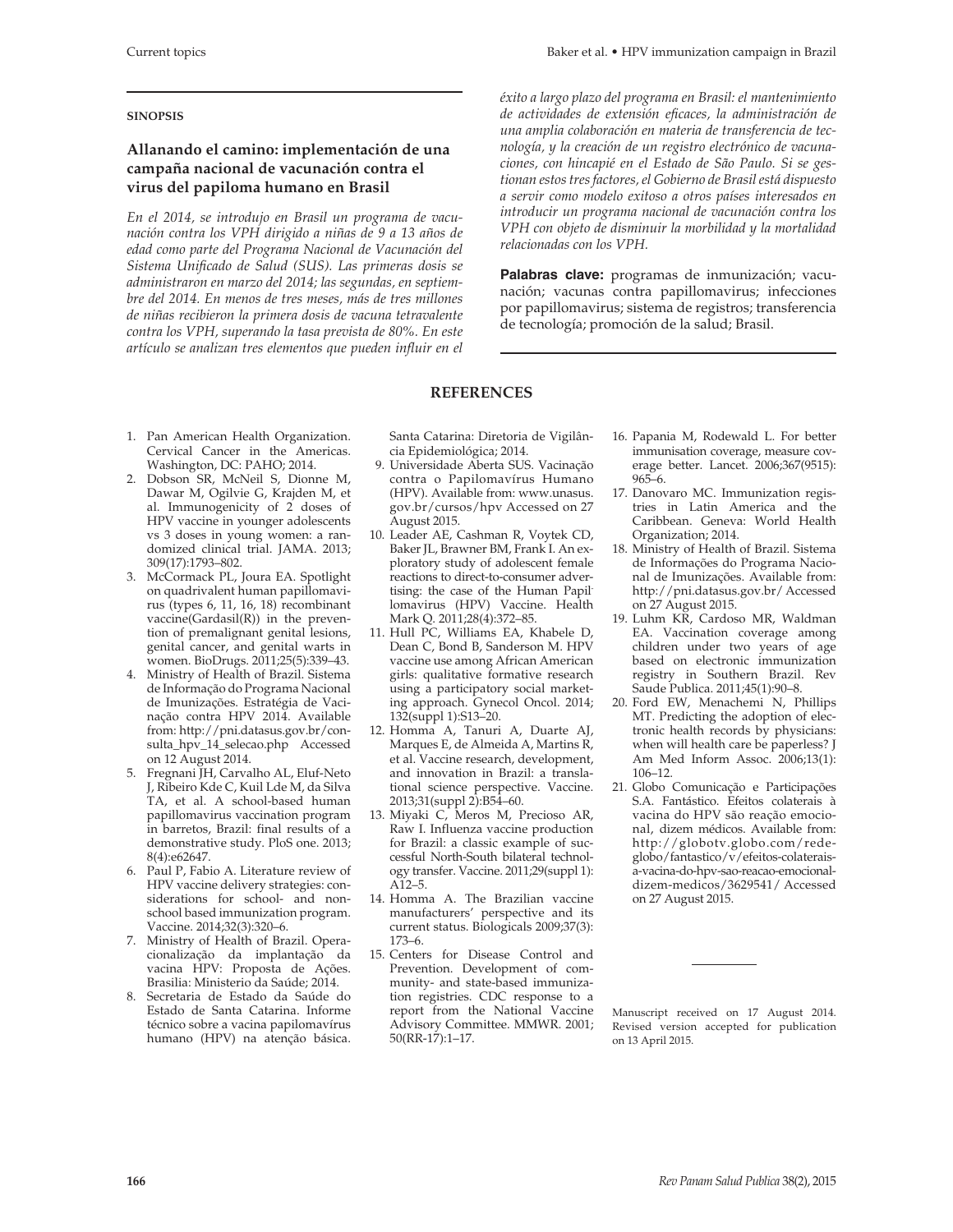**SINOPSIS**

## Allanando el camino: implementación de una campaña nacional de vacunación contra el virus del papiloma humano en Brasil

*En el 2014, se introdujo en Brasil un programa de vacunación contra los VPH dirigido a niñas de 9 a 13 años de edad como parte del Programa Nacional de Vacunación del Sistema Unificado de Salud (SUS). Las primeras dosis se administraron en marzo del 2014; las segundas, en septiembre del 2014. En menos de tres meses, más de tres millones de niñas recibieron la primera dosis de vacuna tetravalente contra los VPH, superando la tasa prevista de 80%. En este artículo se analizan tres elementos que pueden influir en el éxito a largo plazo del programa en Brasil: el mantenimiento de actividades de extensión eficaces, la administración de una amplia colaboración en materia de transferencia de tecnología, y la creación de un registro electrónico de vacunaciones, con hincapié en el Estado de São Paulo. Si se gestionan estos tres factores, el Gobierno de Brasil está dispuesto a servir como modelo exitoso a otros países interesados en introducir un programa nacional de vacunación contra los VPH con objeto de disminuir la morbilidad y la mortalidad relacionadas con los VPH.*

**Palabras clave:** programas de inmunización; vacunación; vacunas contra papillomavirus; infecciones por papillomavirus; sistema de registros; transferencia de tecnología; promoción de la salud; Brasil.

## REFERENCES

1. Pan American Health Organization. Cervical Cancer in the Americas. Washington, DC: PAHO; 2014.
2. Dobson SR, McNeil S, Dionne M, Dawar M, Ogilvie G, Krajden M, et al. Immunogenicity of 2 doses of HPV vaccine in younger adolescents vs 3 doses in young women: a randomized clinical trial. JAMA. 2013; 309(17):1793–802.
3. McCormack PL, Joura EA. Spotlight on quadrivalent human papillomavirus (types 6, 11, 16, 18) recombinant vaccine(Gardasil(R)) in the prevention of premalignant genital lesions, genital cancer, and genital warts in women. BioDrugs. 2011;25(5):339–43.
4. Ministry of Health of Brazil. Sistema de Informação do Programa Nacional de Imunizações. Estratégia de Vacinação contra HPV 2014. Available from: http://pni.datasus.gov.br/consulta_hpv_14_selecao.php Accessed on 12 August 2014.
5. Fregnani JH, Carvalho AL, Eluf-Neto J, Ribeiro Kde C, Kuil Lde M, da Silva TA, et al. A school-based human papillomavirus vaccination program in barretos, Brazil: final results of a demonstrative study. PloS one. 2013; 8(4):e62647.
6. Paul P, Fabio A. Literature review of HPV vaccine delivery strategies: considerations for school- and nonschool based immunization program. Vaccine. 2014;32(3):320–6.
7. Ministry of Health of Brazil. Operacionalização da implantação da vacina HPV: Proposta de Ações. Brasilia: Ministerio da Saúde; 2014.
8. Secretaria de Estado da Saúde do Estado de Santa Catarina. Informe técnico sobre a vacina papilomavírus humano (HPV) na atenção básica. Santa Catarina: Diretoria de Vigilância Epidemiológica; 2014.
9. Universidade Aberta SUS. Vacinação contra o Papilomavírus Humano (HPV). Available from: www.unasus.gov.br/cursos/hpv Accessed on 27 August 2015.
10. Leader AE, Cashman R, Voytek CD, Baker JL, Brawner BM, Frank I. An exploratory study of adolescent female reactions to direct-to-consumer advertising: the case of the Human Papillomavirus (HPV) Vaccine. Health Mark Q. 2011;28(4):372–85.
11. Hull PC, Williams EA, Khabele D, Dean C, Bond B, Sanderson M. HPV vaccine use among African American girls: qualitative formative research using a participatory social marketing approach. Gynecol Oncol. 2014; 132(suppl 1):S13–20.
12. Homma A, Tanuri A, Duarte AJ, Marques E, de Almeida A, Martins R, et al. Vaccine research, development, and innovation in Brazil: a translational science perspective. Vaccine. 2013;31(suppl 2):B54–60.
13. Miyaki C, Meros M, Precioso AR, Raw I. Influenza vaccine production for Brazil: a classic example of successful North-South bilateral technology transfer. Vaccine. 2011;29(suppl 1): A12–5.
14. Homma A. The Brazilian vaccine manufacturers' perspective and its current status. Biologicals 2009;37(3): 173–6.
15. Centers for Disease Control and Prevention. Development of community- and state-based immunization registries. CDC response to a report from the National Vaccine Advisory Committee. MMWR. 2001; 50(RR-17):1–17.
16. Papania M, Rodewald L. For better immunisation coverage, measure coverage better. Lancet. 2006;367(9515): 965–6.
17. Danovaro MC. Immunization registries in Latin America and the Caribbean. Geneva: World Health Organization; 2014.
18. Ministry of Health of Brazil. Sistema de Informações do Programa Nacional de Imunizações. Available from: http://pni.datasus.gov.br/ Accessed on 27 August 2015.
19. Luhm KR, Cardoso MR, Waldman EA. Vaccination coverage among children under two years of age based on electronic immunization registry in Southern Brazil. Rev Saude Publica. 2011;45(1):90–8.
20. Ford EW, Menachemi N, Phillips MT. Predicting the adoption of electronic health records by physicians: when will health care be paperless? J Am Med Inform Assoc. 2006;13(1): 106–12.
21. Globo Comunicação e Participações S.A. Fantástico. Efeitos colaterais à vacina do HPV são reação emocional, dizem médicos. Available from: http://globotv.globo.com/rede-globo/fantastico/v/efeitos-colaterais-a-vacina-do-hpv-sao-reacao-emocional-dizem-medicos/3629541/ Accessed on 27 August 2015.

Manuscript received on 17 August 2014. Revised version accepted for publication on 13 April 2015.